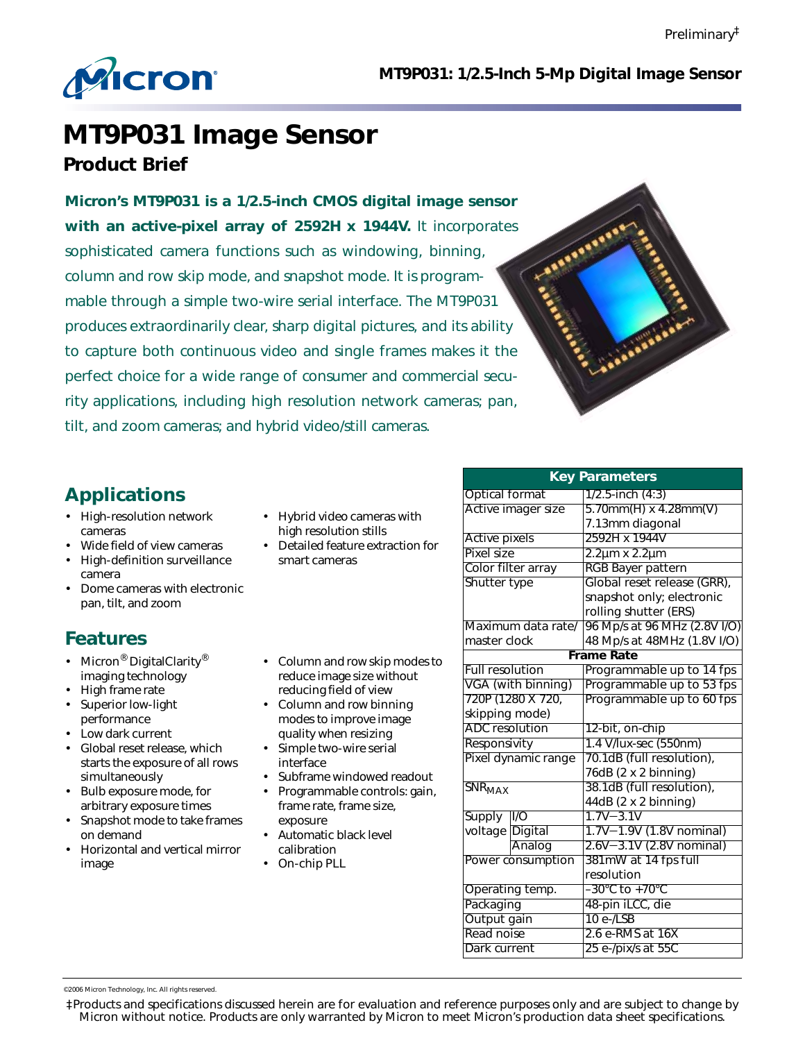Preliminary‡

# MT9P031 Image Sensor

## Product Brief

**Micron's MT9P031 is a 1/2.5-inch CMOS digital image sensor with an active-pixel array of 2592H x 1944V.** It incorporates sophisticated camera functions such as windowing, binning, column and row skip mode, and snapshot mode. It is programmable through a simple two-wire serial interface. The MT9P031 produces extraordinarily clear, sharp digital pictures, and its ability to capture both continuous video and single frames makes it the perfect choice for a wide range of consumer and commercial security applications, including high resolution network cameras; pan, tilt, and zoom cameras; and hybrid video/still cameras.

## Applications

- High-resolution network cameras
- Wide field of view cameras
- High-definition surveillance camera
- Dome cameras with electronic pan, tilt, and zoom
- Hybrid video cameras with high resolution stills
- Detailed feature extraction for smart cameras

## Features

- Micron® DigitalClarity® imaging technology
- High frame rate
- Superior low-light performance
- Low dark current
- Global reset release, which starts the exposure of all rows simultaneously
- Bulb exposure mode, for arbitrary exposure times
- Snapshot mode to take frames on demand
- Horizontal and vertical mirror image
- Column and row skip modes to reduce image size without reducing field of view
- Column and row binning modes to improve image quality when resizing
- Simple two-wire serial interface
- Subframe windowed readout
- Programmable controls: gain, frame rate, frame size, exposure
- Automatic black level calibration
- On-chip PLL

| Key Parameters | | |
|---|---|---|
| Optical format | | 1/2.5-inch (4:3) |
| Active imager size | | 5.70mm(H) x 4.28mm(V) 7.13mm diagonal |
| Active pixels | | 2592H x 1944V |
| Pixel size | | 2.2µm x 2.2µm |
| Color filter array | | RGB Bayer pattern |
| Shutter type | | Global reset release (GRR), snapshot only; electronic rolling shutter (ERS) |
| Maximum data rate/ master clock | | 96 Mp/s at 96 MHz (2.8V I/O) 48 Mp/s at 48MHz (1.8V I/O) |
| **Frame Rate** | | |
| Full resolution | | Programmable up to 14 fps |
| VGA (with binning) | | Programmable up to 53 fps |
| 720P (1280 X 720, skipping mode) | | Programmable up to 60 fps |
| ADC resolution | | 12-bit, on-chip |
| Responsivity | | 1.4 V/lux-sec (550nm) |
| Pixel dynamic range | | 70.1dB (full resolution), 76dB (2 x 2 binning) |
| $SNR_{MAX}$ | | 38.1dB (full resolution), 44dB (2 x 2 binning) |
| Supply voltage | I/O | 1.7V−3.1V |
| | Digital | 1.7V−1.9V (1.8V nominal) |
| | Analog | 2.6V−3.1V (2.8V nominal) |
| Power consumption | | 381mW at 14 fps full resolution |
| Operating temp. | | –30°C to +70°C |
| Packaging | | 48-pin iLCC, die |
| Output gain | | 10 e-/LSB |
| Read noise | | 2.6 e-RMS at 16X |
| Dark current | | 25 e-/pix/s at 55C |

©2006 Micron Technology, Inc. All rights reserved.

‡Products and specifications discussed herein are for evaluation and reference purposes only and are subject to change by Micron without notice. Products are only warranted by Micron to meet Micron's production data sheet specifications.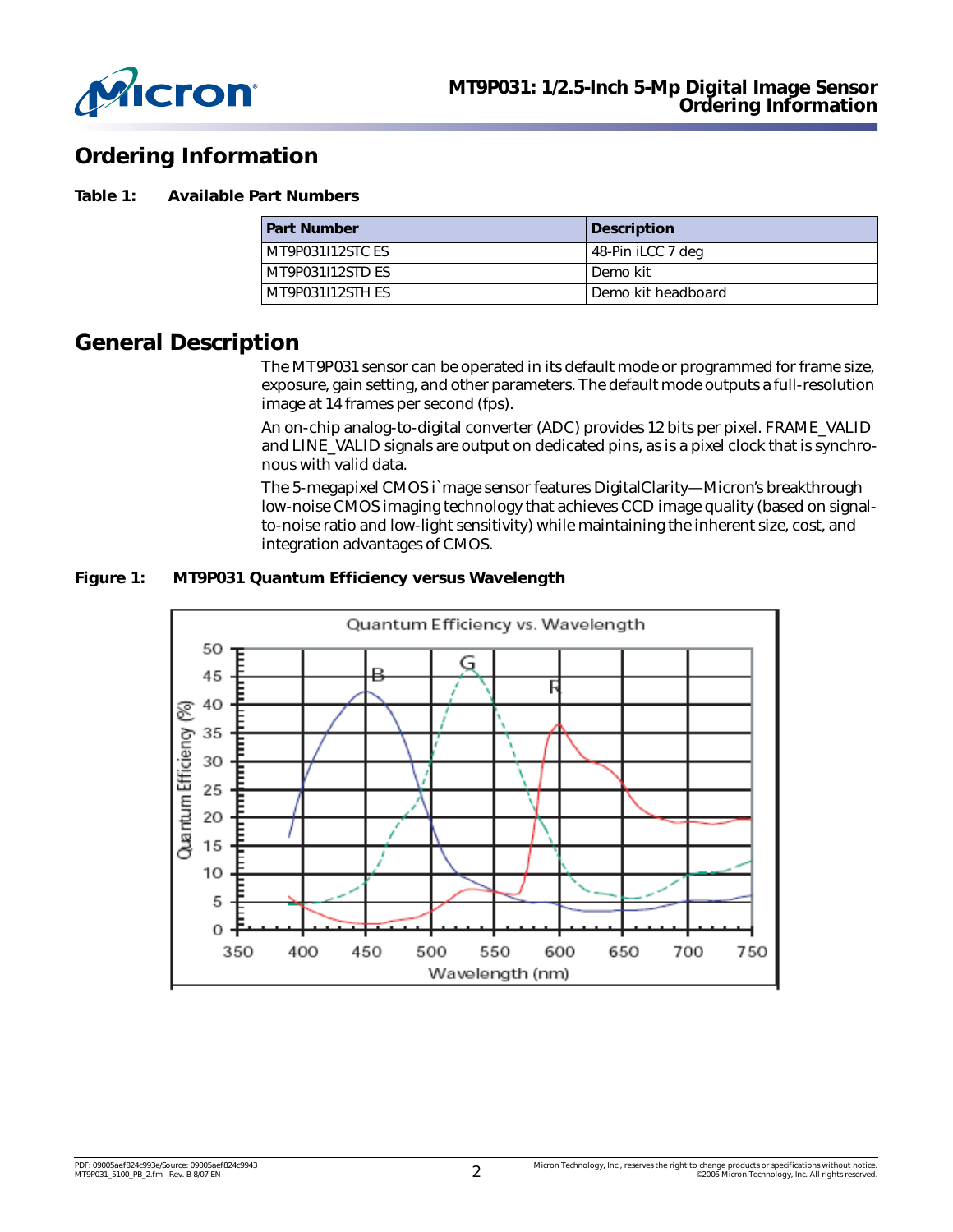## Ordering Information

**Table 1: Available Part Numbers**

| Part Number | Description |
|---|---|
| MT9P031I12STC ES | 48-Pin iLCC 7 deg |
| MT9P031I12STD ES | Demo kit |
| MT9P031I12STH ES | Demo kit headboard |

## General Description

The MT9P031 sensor can be operated in its default mode or programmed for frame size, exposure, gain setting, and other parameters. The default mode outputs a full-resolution image at 14 frames per second (fps).

An on-chip analog-to-digital converter (ADC) provides 12 bits per pixel. FRAME_VALID and LINE_VALID signals are output on dedicated pins, as is a pixel clock that is synchronous with valid data.

The 5-megapixel CMOS i`mage sensor features DigitalClarity—Micron's breakthrough low-noise CMOS imaging technology that achieves CCD image quality (based on signal-to-noise ratio and low-light sensitivity) while maintaining the inherent size, cost, and integration advantages of CMOS.

**Figure 1: MT9P031 Quantum Efficiency versus Wavelength**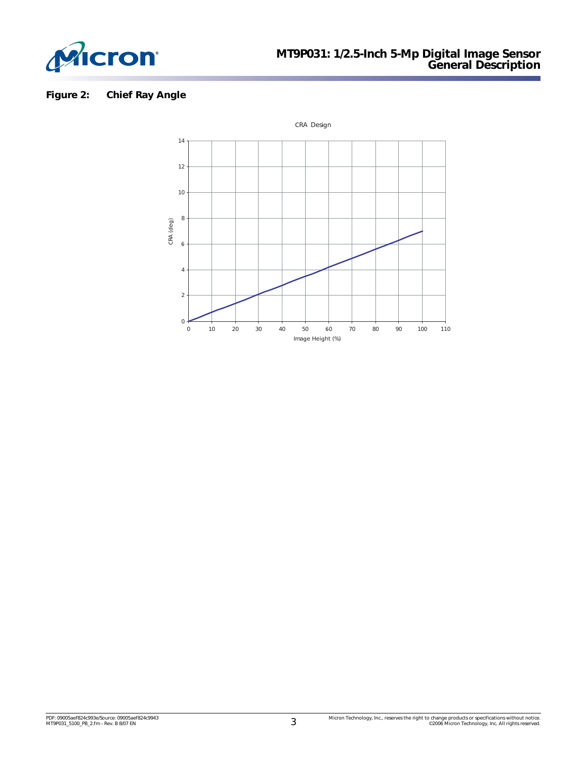**Figure 2: Chief Ray Angle**

CRA Design

CRA (deg)

Image Height (%)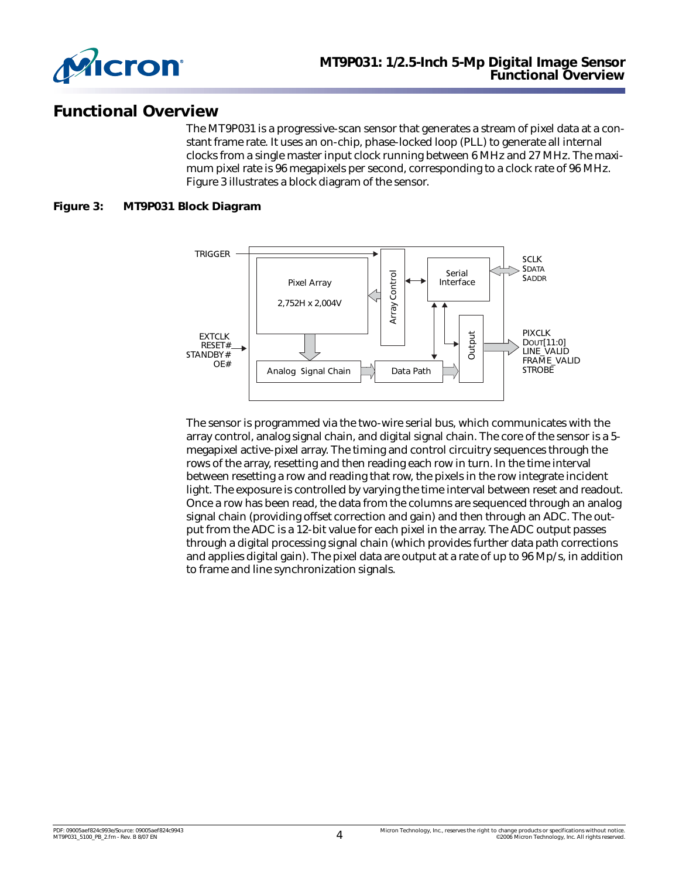# Functional Overview

The MT9P031 is a progressive-scan sensor that generates a stream of pixel data at a constant frame rate. It uses an on-chip, phase-locked loop (PLL) to generate all internal clocks from a single master input clock running between 6 MHz and 27 MHz. The maximum pixel rate is 96 megapixels per second, corresponding to a clock rate of 96 MHz. Figure 3 illustrates a block diagram of the sensor.

**Figure 3: MT9P031 Block Diagram**

TRIGGER

Pixel Array

2,752H x 2,004V

Array Control

Serial Interface

SCLK
SDATA
SADDR

EXTCLK
RESET#
STANDBY#
OE#

Analog Signal Chain

Data Path

Output

PIXCLK
DOUT[11:0]
LINE_VALID
FRAME_VALID
STROBE

The sensor is programmed via the two-wire serial bus, which communicates with the array control, analog signal chain, and digital signal chain. The core of the sensor is a 5-megapixel active-pixel array. The timing and control circuitry sequences through the rows of the array, resetting and then reading each row in turn. In the time interval between resetting a row and reading that row, the pixels in the row integrate incident light. The exposure is controlled by varying the time interval between reset and readout. Once a row has been read, the data from the columns are sequenced through an analog signal chain (providing offset correction and gain) and then through an ADC. The output from the ADC is a 12-bit value for each pixel in the array. The ADC output passes through a digital processing signal chain (which provides further data path corrections and applies digital gain). The pixel data are output at a rate of up to 96 Mp/s, in addition to frame and line synchronization signals.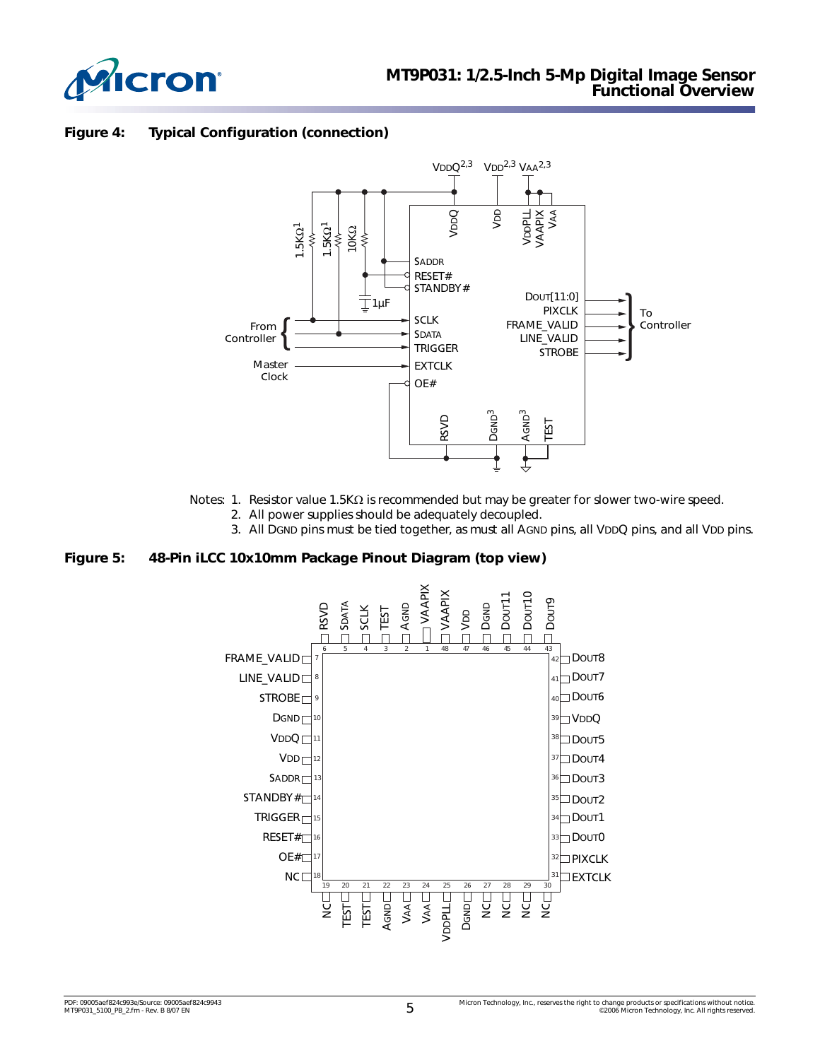**Figure 4: Typical Configuration (connection)**

Notes: 1. Resistor value 1.5KΩ is recommended but may be greater for slower two-wire speed.
2. All power supplies should be adequately decoupled.
3. All DGND pins must be tied together, as must all AGND pins, all VDDQ pins, and all VDD pins.

**Figure 5: 48-Pin iLCC 10x10mm Package Pinout Diagram (top view)**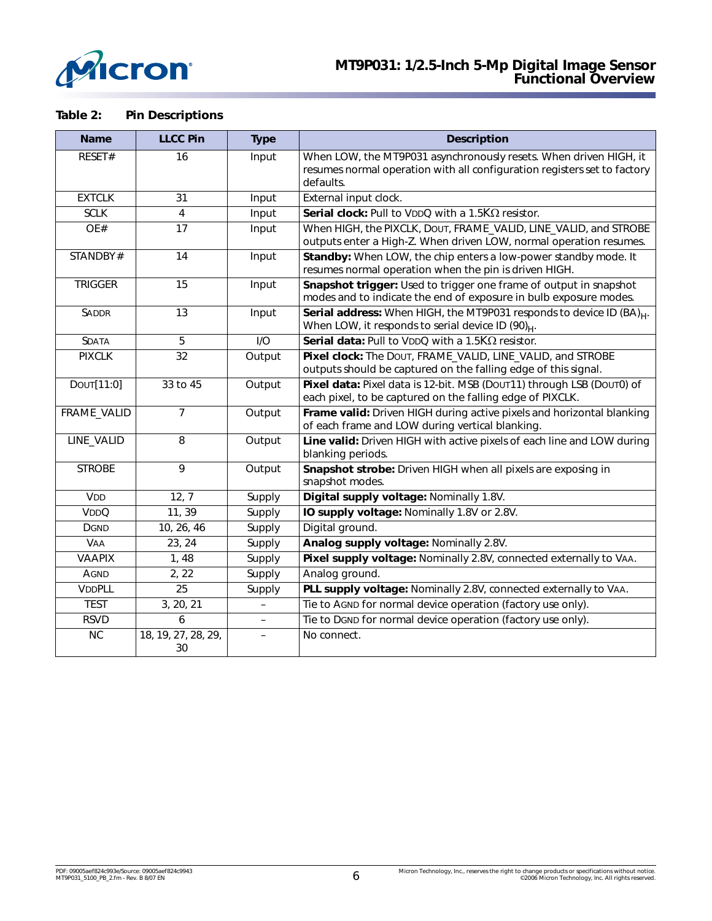**Table 2: Pin Descriptions**

| Name | LLCC Pin | Type | Description |
|---|---|---|---|
| RESET# | 16 | Input | When LOW, the MT9P031 asynchronously resets. When driven HIGH, it resumes normal operation with all configuration registers set to factory defaults. |
| EXTCLK | 31 | Input | External input clock. |
| SCLK | 4 | Input | **Serial clock:** Pull to VDDQ with a 1.5KΩ resistor. |
| OE# | 17 | Input | When HIGH, the PIXCLK, DOUT, FRAME_VALID, LINE_VALID, and STROBE outputs enter a High-Z. When driven LOW, normal operation resumes. |
| STANDBY# | 14 | Input | **Standby:** When LOW, the chip enters a low-power standby mode. It resumes normal operation when the pin is driven HIGH. |
| TRIGGER | 15 | Input | **Snapshot trigger:** Used to trigger one frame of output in snapshot modes and to indicate the end of exposure in bulb exposure modes. |
| SADDR | 13 | Input | **Serial address:** When HIGH, the MT9P031 responds to device ID $(BA)_H$. When LOW, it responds to serial device ID $(90)_H$. |
| SDATA | 5 | I/O | **Serial data:** Pull to VDDQ with a 1.5KΩ resistor. |
| PIXCLK | 32 | Output | **Pixel clock:** The DOUT, FRAME_VALID, LINE_VALID, and STROBE outputs should be captured on the falling edge of this signal. |
| DOUT[11:0] | 33 to 45 | Output | **Pixel data:** Pixel data is 12-bit. MSB (DOUT11) through LSB (DOUT0) of each pixel, to be captured on the falling edge of PIXCLK. |
| FRAME_VALID | 7 | Output | **Frame valid:** Driven HIGH during active pixels and horizontal blanking of each frame and LOW during vertical blanking. |
| LINE_VALID | 8 | Output | **Line valid:** Driven HIGH with active pixels of each line and LOW during blanking periods. |
| STROBE | 9 | Output | **Snapshot strobe:** Driven HIGH when all pixels are exposing in snapshot modes. |
| VDD | 12, 7 | Supply | **Digital supply voltage:** Nominally 1.8V. |
| VDDQ | 11, 39 | Supply | **IO supply voltage:** Nominally 1.8V or 2.8V. |
| DGND | 10, 26, 46 | Supply | Digital ground. |
| VAA | 23, 24 | Supply | **Analog supply voltage:** Nominally 2.8V. |
| VAAPIX | 1, 48 | Supply | **Pixel supply voltage:** Nominally 2.8V, connected externally to VAA. |
| AGND | 2, 22 | Supply | Analog ground. |
| VDDPLL | 25 | Supply | **PLL supply voltage:** Nominally 2.8V, connected externally to VAA. |
| TEST | 3, 20, 21 | – | Tie to AGND for normal device operation (factory use only). |
| RSVD | 6 | – | Tie to DGND for normal device operation (factory use only). |
| NC | 18, 19, 27, 28, 29, 30 | – | No connect. |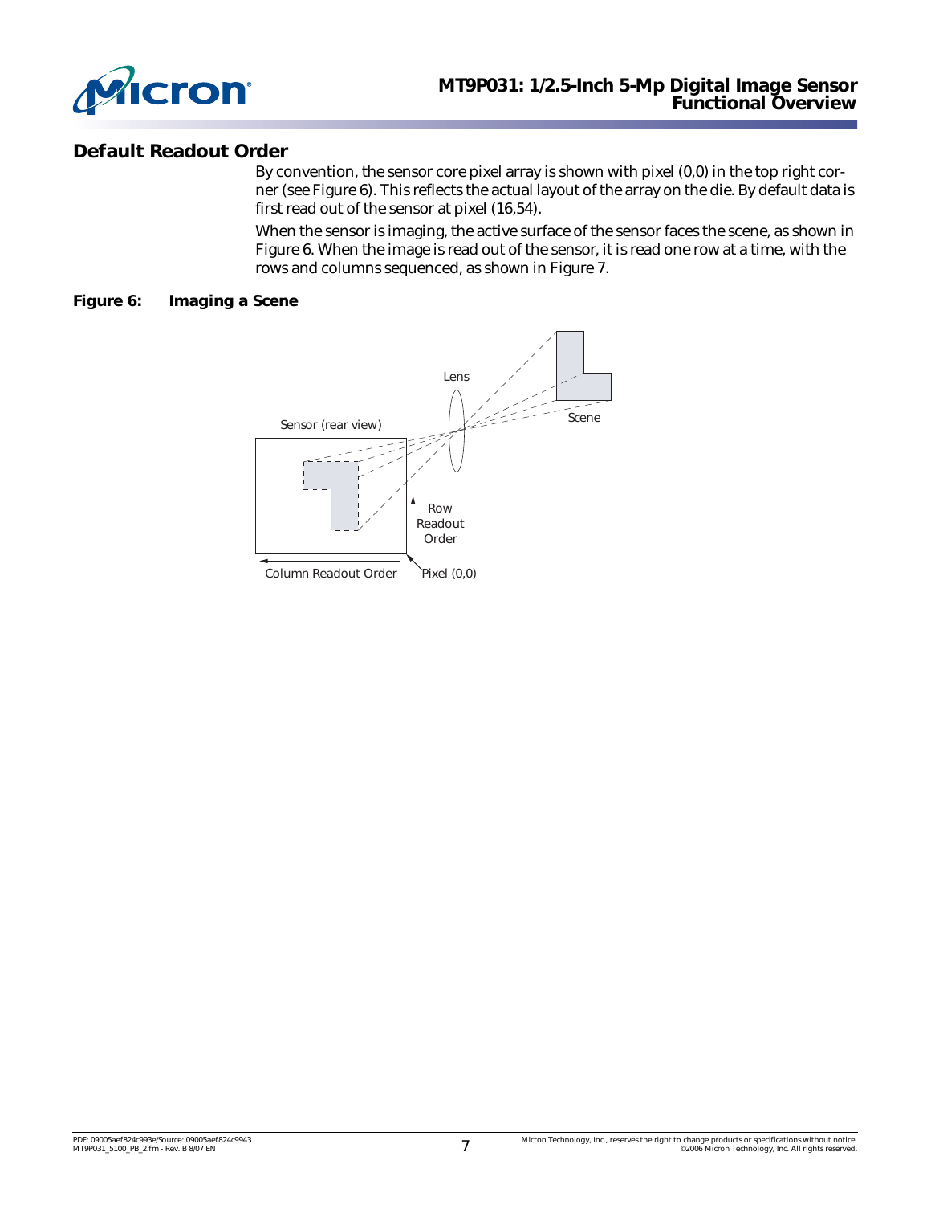## Default Readout Order

By convention, the sensor core pixel array is shown with pixel (0,0) in the top right corner (see Figure 6). This reflects the actual layout of the array on the die. By default data is first read out of the sensor at pixel (16,54).

When the sensor is imaging, the active surface of the sensor faces the scene, as shown in Figure 6. When the image is read out of the sensor, it is read one row at a time, with the rows and columns sequenced, as shown in Figure 7.

**Figure 6: Imaging a Scene**

Lens

Scene

Sensor (rear view)

Row Readout Order

Column Readout Order

Pixel (0,0)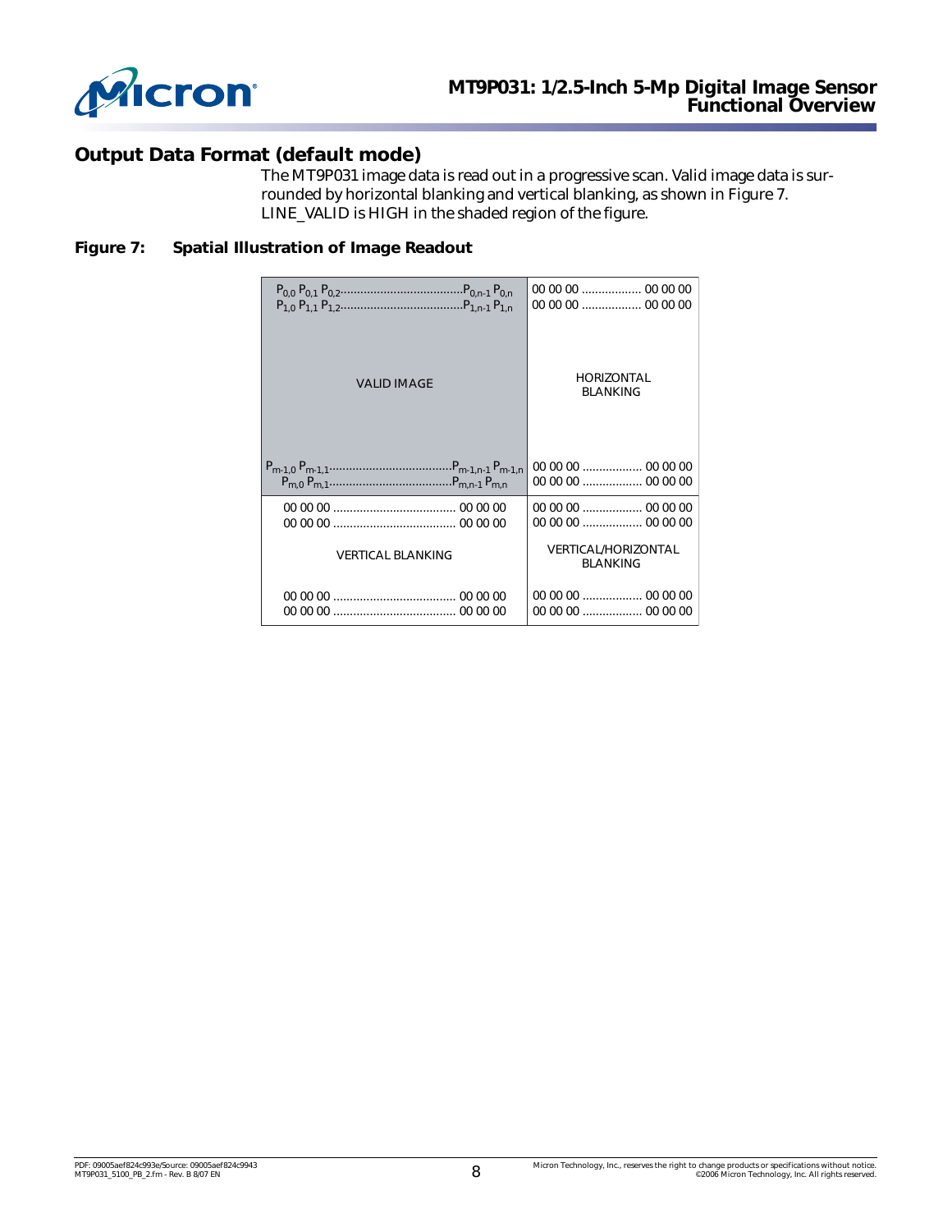## Output Data Format (default mode)

The MT9P031 image data is read out in a progressive scan. Valid image data is surrounded by horizontal blanking and vertical blanking, as shown in Figure 7. LINE_VALID is HIGH in the shaded region of the figure.

**Figure 7: Spatial Illustration of Image Readout**

| | |
|---|---|
| $P_{0,0}$ $P_{0,1}$ $P_{0,2}$.....................................$P_{0,n-1}$ $P_{0,n}$<br>$P_{1,0}$ $P_{1,1}$ $P_{1,2}$.....................................$P_{1,n-1}$ $P_{1,n}$<br><br>VALID IMAGE<br><br>$P_{m-1,0}$ $P_{m-1,1}$.....................................$P_{m-1,n-1}$ $P_{m-1,n}$<br>$P_{m,0}$ $P_{m,1}$.....................................$P_{m,n-1}$ $P_{m,n}$ | 00 00 00 .................. 00 00 00<br>00 00 00 .................. 00 00 00<br><br>HORIZONTAL BLANKING<br><br>00 00 00 .................. 00 00 00<br>00 00 00 .................. 00 00 00 |
| 00 00 00 ..................................... 00 00 00<br>00 00 00 ..................................... 00 00 00<br><br>VERTICAL BLANKING<br><br>00 00 00 ..................................... 00 00 00<br>00 00 00 ..................................... 00 00 00 | 00 00 00 .................. 00 00 00<br>00 00 00 .................. 00 00 00<br><br>VERTICAL/HORIZONTAL BLANKING<br><br>00 00 00 .................. 00 00 00<br>00 00 00 .................. 00 00 00 |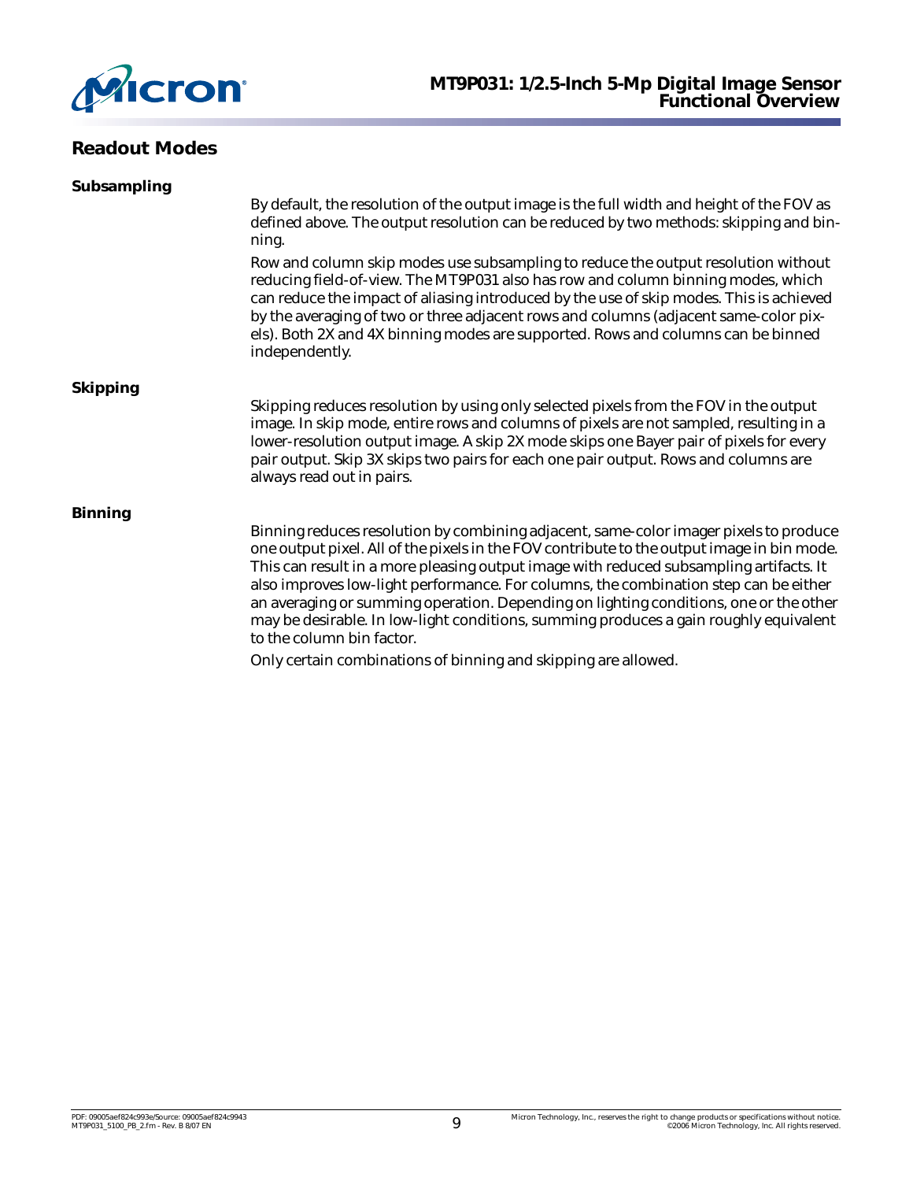## Readout Modes

### Subsampling

By default, the resolution of the output image is the full width and height of the FOV as defined above. The output resolution can be reduced by two methods: skipping and binning.

Row and column skip modes use subsampling to reduce the output resolution without reducing field-of-view. The MT9P031 also has row and column binning modes, which can reduce the impact of aliasing introduced by the use of skip modes. This is achieved by the averaging of two or three adjacent rows and columns (adjacent same-color pixels). Both 2X and 4X binning modes are supported. Rows and columns can be binned independently.

### Skipping

Skipping reduces resolution by using only selected pixels from the FOV in the output image. In skip mode, entire rows and columns of pixels are not sampled, resulting in a lower-resolution output image. A skip 2X mode skips one Bayer pair of pixels for every pair output. Skip 3X skips two pairs for each one pair output. Rows and columns are always read out in pairs.

### Binning

Binning reduces resolution by combining adjacent, same-color imager pixels to produce one output pixel. All of the pixels in the FOV contribute to the output image in bin mode. This can result in a more pleasing output image with reduced subsampling artifacts. It also improves low-light performance. For columns, the combination step can be either an averaging or summing operation. Depending on lighting conditions, one or the other may be desirable. In low-light conditions, summing produces a gain roughly equivalent to the column bin factor.

Only certain combinations of binning and skipping are allowed.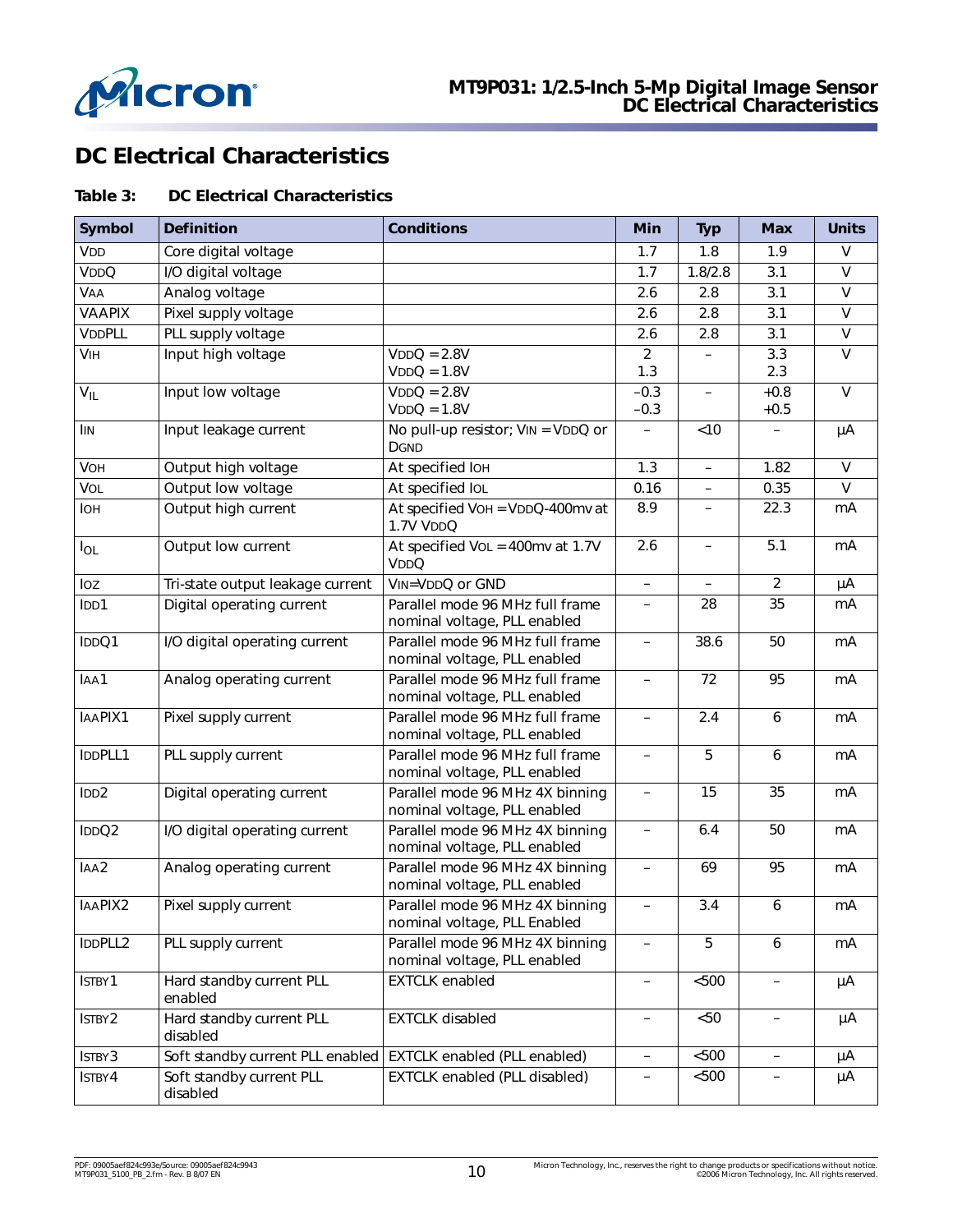# DC Electrical Characteristics

**Table 3: DC Electrical Characteristics**

| Symbol | Definition | Conditions | Min | Typ | Max | Units |
|---|---|---|---|---|---|---|
| VDD | Core digital voltage | | 1.7 | 1.8 | 1.9 | V |
| VDDQ | I/O digital voltage | | 1.7 | 1.8/2.8 | 3.1 | V |
| VAA | Analog voltage | | 2.6 | 2.8 | 3.1 | V |
| VAAPIX | Pixel supply voltage | | 2.6 | 2.8 | 3.1 | V |
| VDDPLL | PLL supply voltage | | 2.6 | 2.8 | 3.1 | V |
| VIH | Input high voltage | VDDQ = 2.8V<br>VDDQ = 1.8V | 2<br>1.3 | – | 3.3<br>2.3 | V |
| $V_{IL}$ | Input low voltage | VDDQ = 2.8V<br>VDDQ = 1.8V | –0.3<br>–0.3 | – | +0.8<br>+0.5 | V |
| IIN | Input leakage current | No pull-up resistor; VIN = VDDQ or DGND | – | <10 | – | µA |
| VOH | Output high voltage | At specified IOH | 1.3 | – | 1.82 | V |
| VOL | Output low voltage | At specified IOL | 0.16 | – | 0.35 | V |
| IOH | Output high current | At specified VOH = VDDQ-400mv at 1.7V VDDQ | 8.9 | – | 22.3 | mA |
| $I_{OL}$ | Output low current | At specified VOL = 400mv at 1.7V VDDQ | 2.6 | – | 5.1 | mA |
| IOZ | Tri-state output leakage current | VIN=VDDQ or GND | – | – | 2 | µA |
| IDD1 | Digital operating current | Parallel mode 96 MHz full frame nominal voltage, PLL enabled | – | 28 | 35 | mA |
| IDDQ1 | I/O digital operating current | Parallel mode 96 MHz full frame nominal voltage, PLL enabled | – | 38.6 | 50 | mA |
| IAA1 | Analog operating current | Parallel mode 96 MHz full frame nominal voltage, PLL enabled | – | 72 | 95 | mA |
| IAAPIX1 | Pixel supply current | Parallel mode 96 MHz full frame nominal voltage, PLL enabled | – | 2.4 | 6 | mA |
| IDDPLL1 | PLL supply current | Parallel mode 96 MHz full frame nominal voltage, PLL enabled | – | 5 | 6 | mA |
| IDD2 | Digital operating current | Parallel mode 96 MHz 4X binning nominal voltage, PLL enabled | – | 15 | 35 | mA |
| IDDQ2 | I/O digital operating current | Parallel mode 96 MHz 4X binning nominal voltage, PLL enabled | – | 6.4 | 50 | mA |
| IAA2 | Analog operating current | Parallel mode 96 MHz 4X binning nominal voltage, PLL enabled | – | 69 | 95 | mA |
| IAAPIX2 | Pixel supply current | Parallel mode 96 MHz 4X binning nominal voltage, PLL Enabled | – | 3.4 | 6 | mA |
| IDDPLL2 | PLL supply current | Parallel mode 96 MHz 4X binning nominal voltage, PLL enabled | – | 5 | 6 | mA |
| ISTBY1 | Hard standby current PLL enabled | EXTCLK enabled | – | <500 | – | µA |
| ISTBY2 | Hard standby current PLL disabled | EXTCLK disabled | – | <50 | – | µA |
| ISTBY3 | Soft standby current PLL enabled | EXTCLK enabled (PLL enabled) | – | <500 | – | µA |
| ISTBY4 | Soft standby current PLL disabled | EXTCLK enabled (PLL disabled) | – | <500 | – | µA |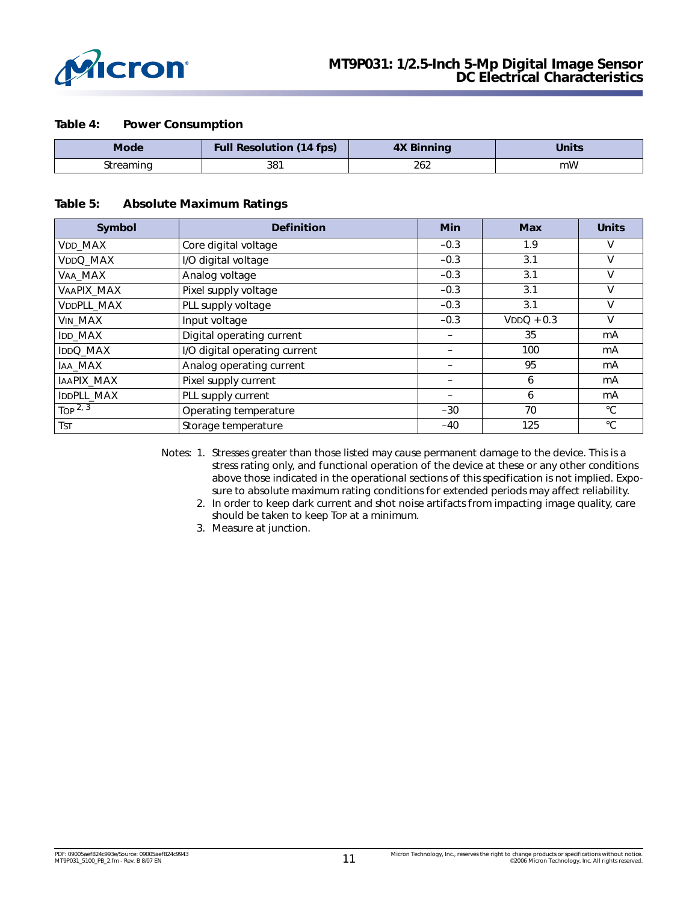**Table 4: Power Consumption**

| Mode | Full Resolution (14 fps) | 4X Binning | Units |
|---|---|---|---|
| Streaming | 381 | 262 | mW |

**Table 5: Absolute Maximum Ratings**

| Symbol | Definition | Min | Max | Units |
|---|---|---|---|---|
| VDD_MAX | Core digital voltage | –0.3 | 1.9 | V |
| VDDQ_MAX | I/O digital voltage | –0.3 | 3.1 | V |
| VAA_MAX | Analog voltage | –0.3 | 3.1 | V |
| VAAPIX_MAX | Pixel supply voltage | –0.3 | 3.1 | V |
| VDDPLL_MAX | PLL supply voltage | –0.3 | 3.1 | V |
| VIN_MAX | Input voltage | –0.3 | VDDQ + 0.3 | V |
| IDD_MAX | Digital operating current | – | 35 | mA |
| IDDQ_MAX | I/O digital operating current | – | 100 | mA |
| IAA_MAX | Analog operating current | – | 95 | mA |
| IAAPIX_MAX | Pixel supply current | – | 6 | mA |
| IDDPLL_MAX | PLL supply current | – | 6 | mA |
| TOP [2, 3] | Operating temperature | –30 | 70 | °C |
| TST | Storage temperature | –40 | 125 | °C |

Notes:
1. Stresses greater than those listed may cause permanent damage to the device. This is a stress rating only, and functional operation of the device at these or any other conditions above those indicated in the operational sections of this specification is not implied. Exposure to absolute maximum rating conditions for extended periods may affect reliability.
2. In order to keep dark current and shot noise artifacts from impacting image quality, care should be taken to keep TOP at a minimum.
3. Measure at junction.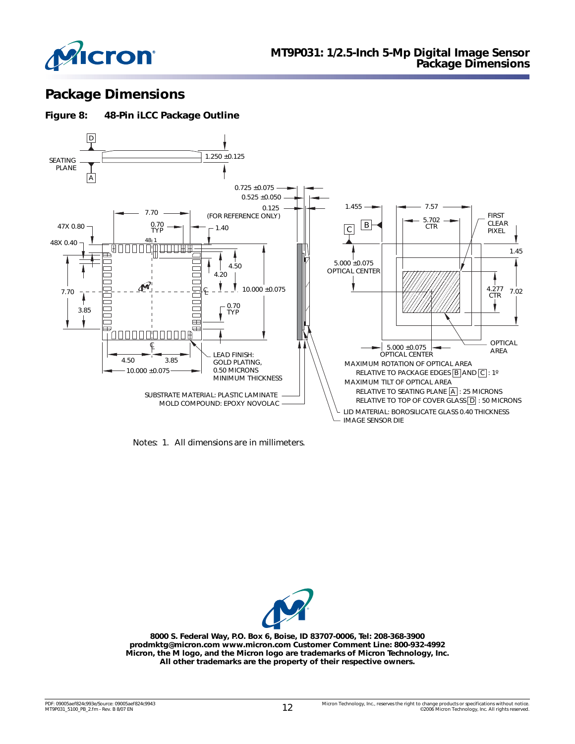## Package Dimensions

**Figure 8: 48-Pin iLCC Package Outline**

D

SEATING PLANE

A

1.250 ±0.125

0.725 ±0.075

0.525 ±0.050

0.125 (FOR REFERENCE ONLY)

7.70

47X 0.80

0.70 TYP

1.40

48X 0.40

48 1

4.50

4.20

7.70

10.000 ±0.075

3.85

0.70 TYP

4.50

3.85

10.000 ±0.075

LEAD FINISH: GOLD PLATING, 0.50 MICRONS MINIMUM THICKNESS

SUBSTRATE MATERIAL: PLASTIC LAMINATE

MOLD COMPOUND: EPOXY NOVOLAC

1.455

7.57

5.702 CTR

B

C

FIRST CLEAR PIXEL

1.45

5.000 ±0.075 OPTICAL CENTER

4.277 CTR

7.02

5.000 ±0.075 OPTICAL CENTER

OPTICAL AREA

MAXIMUM ROTATION OF OPTICAL AREA RELATIVE TO PACKAGE EDGES B AND C : 1º

MAXIMUM TILT OF OPTICAL AREA RELATIVE TO SEATING PLANE A : 25 MICRONS RELATIVE TO TOP OF COVER GLASS D : 50 MICRONS

LID MATERIAL: BOROSILICATE GLASS 0.40 THICKNESS

IMAGE SENSOR DIE

Notes: 1. All dimensions are in millimeters.

**8000 S. Federal Way, P.O. Box 6, Boise, ID 83707-0006, Tel: 208-368-3900**
**prodmktg@micron.com www.micron.com Customer Comment Line: 800-932-4992**
**Micron, the M logo, and the Micron logo are trademarks of Micron Technology, Inc.**
**All other trademarks are the property of their respective owners.**